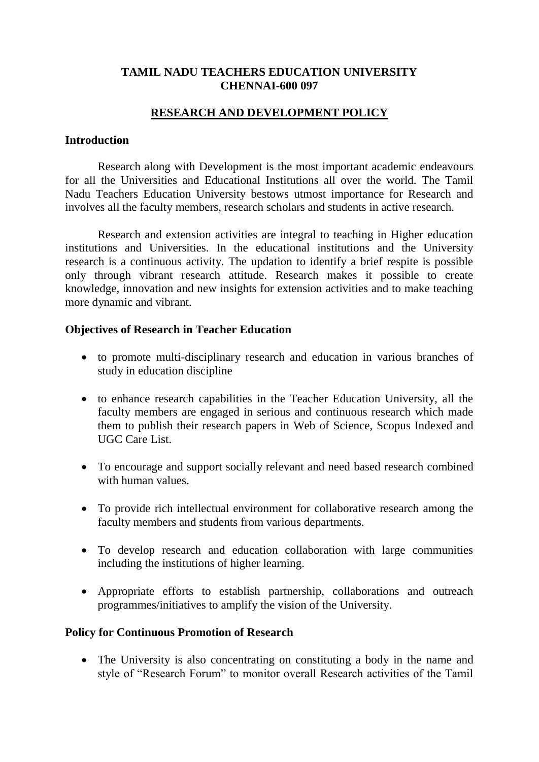**TAMIL NADU TEACHERS EDUCATION UNIVERSITY**
**CHENNAI-600 097**

# RESEARCH AND DEVELOPMENT POLICY

## Introduction

Research along with Development is the most important academic endeavours for all the Universities and Educational Institutions all over the world. The Tamil Nadu Teachers Education University bestows utmost importance for Research and involves all the faculty members, research scholars and students in active research.

Research and extension activities are integral to teaching in Higher education institutions and Universities. In the educational institutions and the University research is a continuous activity. The updation to identify a brief respite is possible only through vibrant research attitude. Research makes it possible to create knowledge, innovation and new insights for extension activities and to make teaching more dynamic and vibrant.

## Objectives of Research in Teacher Education

- to promote multi-disciplinary research and education in various branches of study in education discipline
- to enhance research capabilities in the Teacher Education University, all the faculty members are engaged in serious and continuous research which made them to publish their research papers in Web of Science, Scopus Indexed and UGC Care List.
- To encourage and support socially relevant and need based research combined with human values.
- To provide rich intellectual environment for collaborative research among the faculty members and students from various departments.
- To develop research and education collaboration with large communities including the institutions of higher learning.
- Appropriate efforts to establish partnership, collaborations and outreach programmes/initiatives to amplify the vision of the University.

## Policy for Continuous Promotion of Research

- The University is also concentrating on constituting a body in the name and style of "Research Forum" to monitor overall Research activities of the Tamil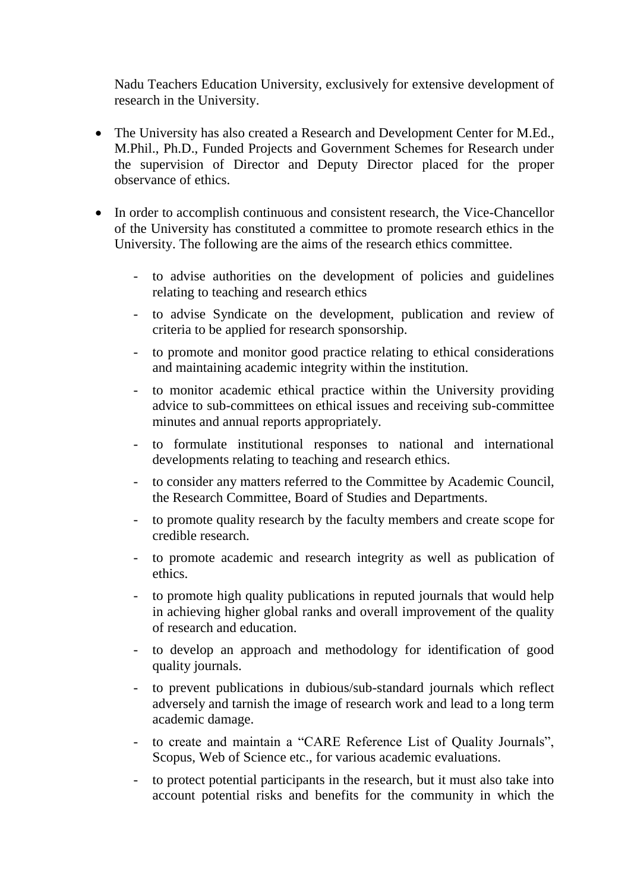Nadu Teachers Education University, exclusively for extensive development of research in the University.

- The University has also created a Research and Development Center for M.Ed., M.Phil., Ph.D., Funded Projects and Government Schemes for Research under the supervision of Director and Deputy Director placed for the proper observance of ethics.

- In order to accomplish continuous and consistent research, the Vice-Chancellor of the University has constituted a committee to promote research ethics in the University. The following are the aims of the research ethics committee.

  - to advise authorities on the development of policies and guidelines relating to teaching and research ethics
  - to advise Syndicate on the development, publication and review of criteria to be applied for research sponsorship.
  - to promote and monitor good practice relating to ethical considerations and maintaining academic integrity within the institution.
  - to monitor academic ethical practice within the University providing advice to sub-committees on ethical issues and receiving sub-committee minutes and annual reports appropriately.
  - to formulate institutional responses to national and international developments relating to teaching and research ethics.
  - to consider any matters referred to the Committee by Academic Council, the Research Committee, Board of Studies and Departments.
  - to promote quality research by the faculty members and create scope for credible research.
  - to promote academic and research integrity as well as publication of ethics.
  - to promote high quality publications in reputed journals that would help in achieving higher global ranks and overall improvement of the quality of research and education.
  - to develop an approach and methodology for identification of good quality journals.
  - to prevent publications in dubious/sub-standard journals which reflect adversely and tarnish the image of research work and lead to a long term academic damage.
  - to create and maintain a "CARE Reference List of Quality Journals", Scopus, Web of Science etc., for various academic evaluations.
  - to protect potential participants in the research, but it must also take into account potential risks and benefits for the community in which the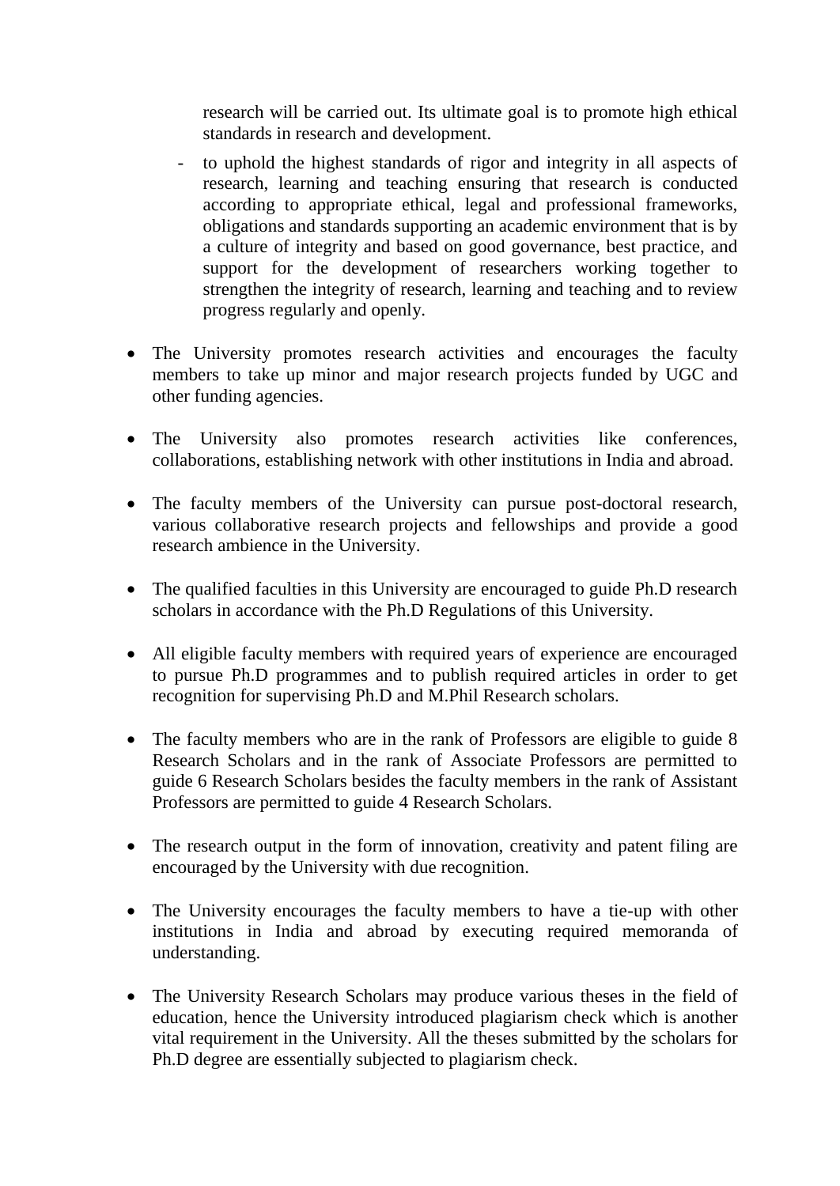research will be carried out. Its ultimate goal is to promote high ethical standards in research and development.

- to uphold the highest standards of rigor and integrity in all aspects of research, learning and teaching ensuring that research is conducted according to appropriate ethical, legal and professional frameworks, obligations and standards supporting an academic environment that is by a culture of integrity and based on good governance, best practice, and support for the development of researchers working together to strengthen the integrity of research, learning and teaching and to review progress regularly and openly.

- The University promotes research activities and encourages the faculty members to take up minor and major research projects funded by UGC and other funding agencies.

- The University also promotes research activities like conferences, collaborations, establishing network with other institutions in India and abroad.

- The faculty members of the University can pursue post-doctoral research, various collaborative research projects and fellowships and provide a good research ambience in the University.

- The qualified faculties in this University are encouraged to guide Ph.D research scholars in accordance with the Ph.D Regulations of this University.

- All eligible faculty members with required years of experience are encouraged to pursue Ph.D programmes and to publish required articles in order to get recognition for supervising Ph.D and M.Phil Research scholars.

- The faculty members who are in the rank of Professors are eligible to guide 8 Research Scholars and in the rank of Associate Professors are permitted to guide 6 Research Scholars besides the faculty members in the rank of Assistant Professors are permitted to guide 4 Research Scholars.

- The research output in the form of innovation, creativity and patent filing are encouraged by the University with due recognition.

- The University encourages the faculty members to have a tie-up with other institutions in India and abroad by executing required memoranda of understanding.

- The University Research Scholars may produce various theses in the field of education, hence the University introduced plagiarism check which is another vital requirement in the University. All the theses submitted by the scholars for Ph.D degree are essentially subjected to plagiarism check.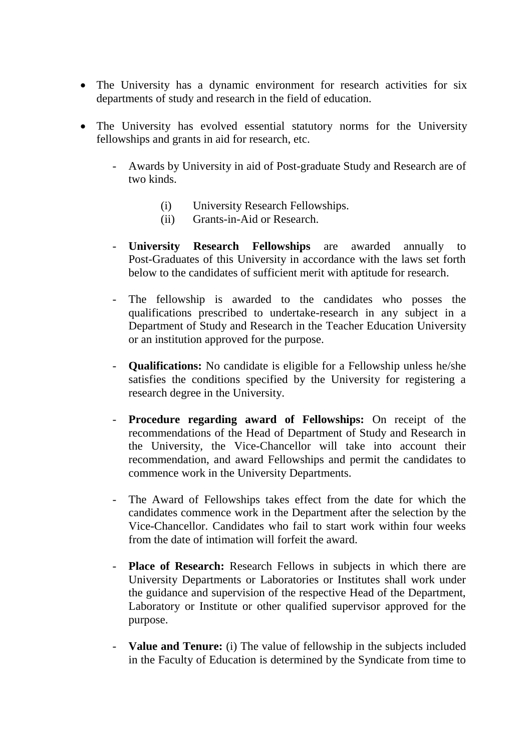- The University has a dynamic environment for research activities for six departments of study and research in the field of education.

- The University has evolved essential statutory norms for the University fellowships and grants in aid for research, etc.

    - Awards by University in aid of Post-graduate Study and Research are of two kinds.

        (i) University Research Fellowships.
        (ii) Grants-in-Aid or Research.

    - **University Research Fellowships** are awarded annually to Post-Graduates of this University in accordance with the laws set forth below to the candidates of sufficient merit with aptitude for research.

    - The fellowship is awarded to the candidates who posses the qualifications prescribed to undertake-research in any subject in a Department of Study and Research in the Teacher Education University or an institution approved for the purpose.

    - **Qualifications:** No candidate is eligible for a Fellowship unless he/she satisfies the conditions specified by the University for registering a research degree in the University.

    - **Procedure regarding award of Fellowships:** On receipt of the recommendations of the Head of Department of Study and Research in the University, the Vice-Chancellor will take into account their recommendation, and award Fellowships and permit the candidates to commence work in the University Departments.

    - The Award of Fellowships takes effect from the date for which the candidates commence work in the Department after the selection by the Vice-Chancellor. Candidates who fail to start work within four weeks from the date of intimation will forfeit the award.

    - **Place of Research:** Research Fellows in subjects in which there are University Departments or Laboratories or Institutes shall work under the guidance and supervision of the respective Head of the Department, Laboratory or Institute or other qualified supervisor approved for the purpose.

    - **Value and Tenure:** (i) The value of fellowship in the subjects included in the Faculty of Education is determined by the Syndicate from time to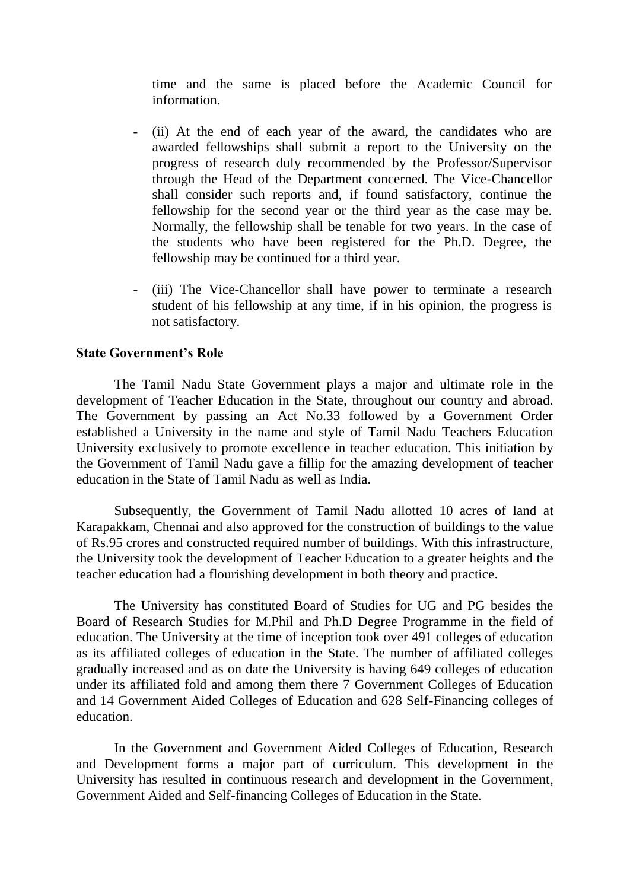time and the same is placed before the Academic Council for information.

- (ii) At the end of each year of the award, the candidates who are awarded fellowships shall submit a report to the University on the progress of research duly recommended by the Professor/Supervisor through the Head of the Department concerned. The Vice-Chancellor shall consider such reports and, if found satisfactory, continue the fellowship for the second year or the third year as the case may be. Normally, the fellowship shall be tenable for two years. In the case of the students who have been registered for the Ph.D. Degree, the fellowship may be continued for a third year.

- (iii) The Vice-Chancellor shall have power to terminate a research student of his fellowship at any time, if in his opinion, the progress is not satisfactory.

**State Government's Role**

The Tamil Nadu State Government plays a major and ultimate role in the development of Teacher Education in the State, throughout our country and abroad. The Government by passing an Act No.33 followed by a Government Order established a University in the name and style of Tamil Nadu Teachers Education University exclusively to promote excellence in teacher education. This initiation by the Government of Tamil Nadu gave a fillip for the amazing development of teacher education in the State of Tamil Nadu as well as India.

Subsequently, the Government of Tamil Nadu allotted 10 acres of land at Karapakkam, Chennai and also approved for the construction of buildings to the value of Rs.95 crores and constructed required number of buildings. With this infrastructure, the University took the development of Teacher Education to a greater heights and the teacher education had a flourishing development in both theory and practice.

The University has constituted Board of Studies for UG and PG besides the Board of Research Studies for M.Phil and Ph.D Degree Programme in the field of education. The University at the time of inception took over 491 colleges of education as its affiliated colleges of education in the State. The number of affiliated colleges gradually increased and as on date the University is having 649 colleges of education under its affiliated fold and among them there 7 Government Colleges of Education and 14 Government Aided Colleges of Education and 628 Self-Financing colleges of education.

In the Government and Government Aided Colleges of Education, Research and Development forms a major part of curriculum. This development in the University has resulted in continuous research and development in the Government, Government Aided and Self-financing Colleges of Education in the State.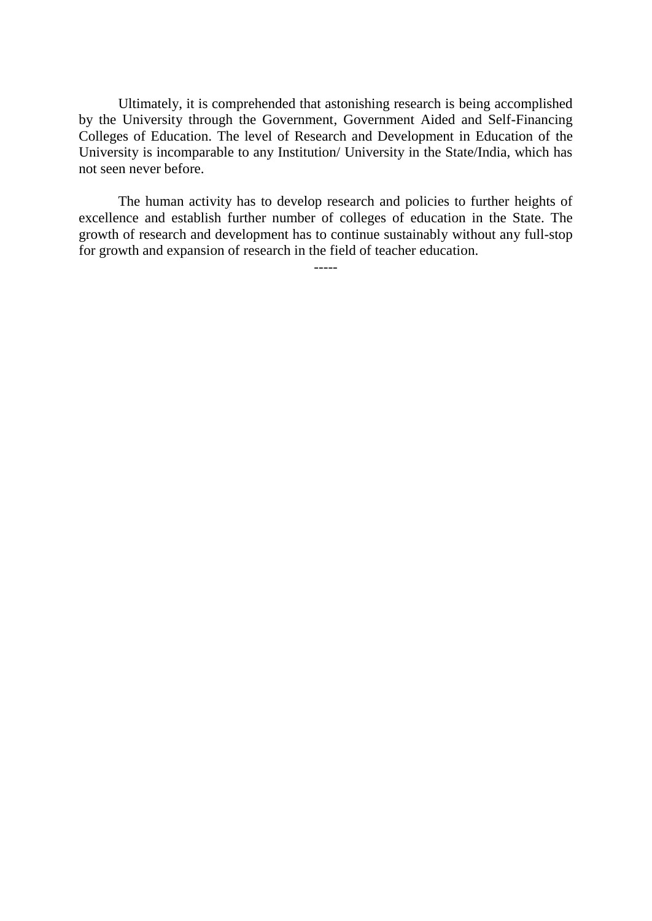Ultimately, it is comprehended that astonishing research is being accomplished by the University through the Government, Government Aided and Self-Financing Colleges of Education. The level of Research and Development in Education of the University is incomparable to any Institution/ University in the State/India, which has not seen never before.

The human activity has to develop research and policies to further heights of excellence and establish further number of colleges of education in the State. The growth of research and development has to continue sustainably without any full-stop for growth and expansion of research in the field of teacher education.

-----